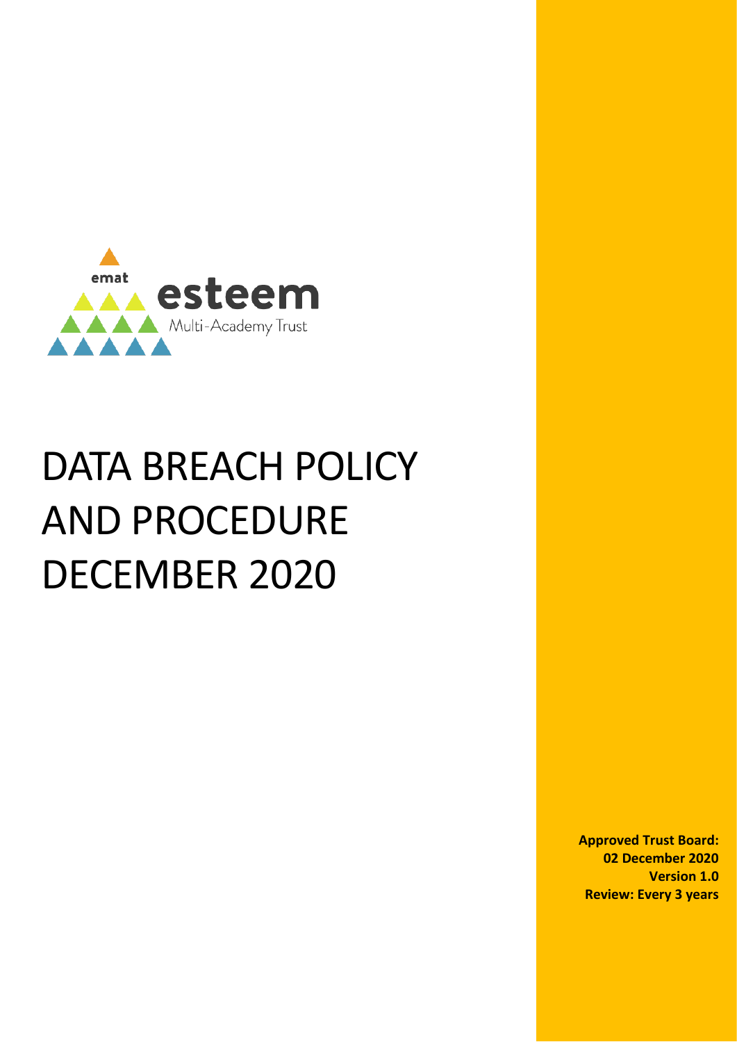emat esteem Multi-Academy Trust

# DATA BREACH POLICY AND PROCEDURE DECEMBER 2020

**Approved Trust Board: 02 December 2020**
**Version 1.0**
**Review: Every 3 years**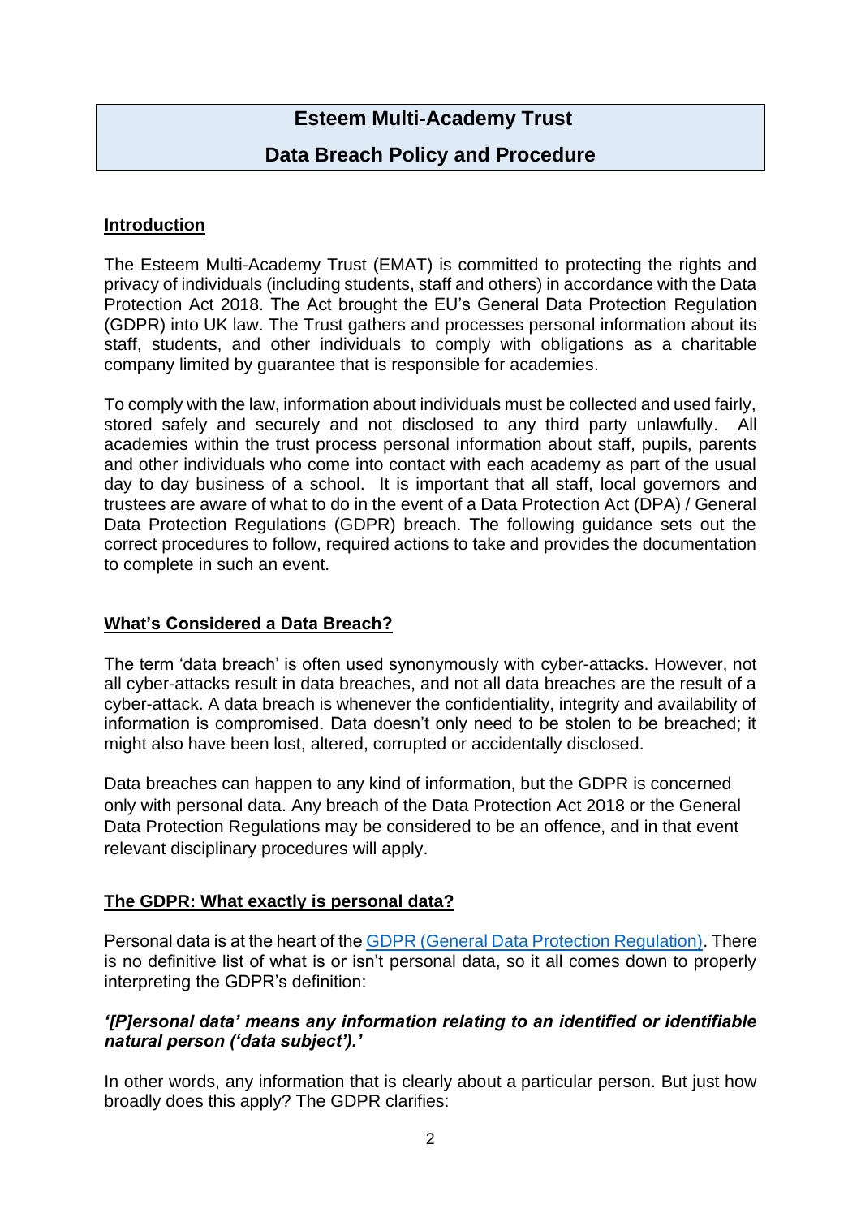# Esteem Multi-Academy Trust

## Data Breach Policy and Procedure

**Introduction**

The Esteem Multi-Academy Trust (EMAT) is committed to protecting the rights and privacy of individuals (including students, staff and others) in accordance with the Data Protection Act 2018. The Act brought the EU's General Data Protection Regulation (GDPR) into UK law. The Trust gathers and processes personal information about its staff, students, and other individuals to comply with obligations as a charitable company limited by guarantee that is responsible for academies.

To comply with the law, information about individuals must be collected and used fairly, stored safely and securely and not disclosed to any third party unlawfully. All academies within the trust process personal information about staff, pupils, parents and other individuals who come into contact with each academy as part of the usual day to day business of a school. It is important that all staff, local governors and trustees are aware of what to do in the event of a Data Protection Act (DPA) / General Data Protection Regulations (GDPR) breach. The following guidance sets out the correct procedures to follow, required actions to take and provides the documentation to complete in such an event.

**What's Considered a Data Breach?**

The term 'data breach' is often used synonymously with cyber-attacks. However, not all cyber-attacks result in data breaches, and not all data breaches are the result of a cyber-attack. A data breach is whenever the confidentiality, integrity and availability of information is compromised. Data doesn't only need to be stolen to be breached; it might also have been lost, altered, corrupted or accidentally disclosed.

Data breaches can happen to any kind of information, but the GDPR is concerned only with personal data. Any breach of the Data Protection Act 2018 or the General Data Protection Regulations may be considered to be an offence, and in that event relevant disciplinary procedures will apply.

**The GDPR: What exactly is personal data?**

Personal data is at the heart of the GDPR (General Data Protection Regulation). There is no definitive list of what is or isn't personal data, so it all comes down to properly interpreting the GDPR's definition:

***'[P]ersonal data' means any information relating to an identified or identifiable natural person ('data subject').'***

In other words, any information that is clearly about a particular person. But just how broadly does this apply? The GDPR clarifies: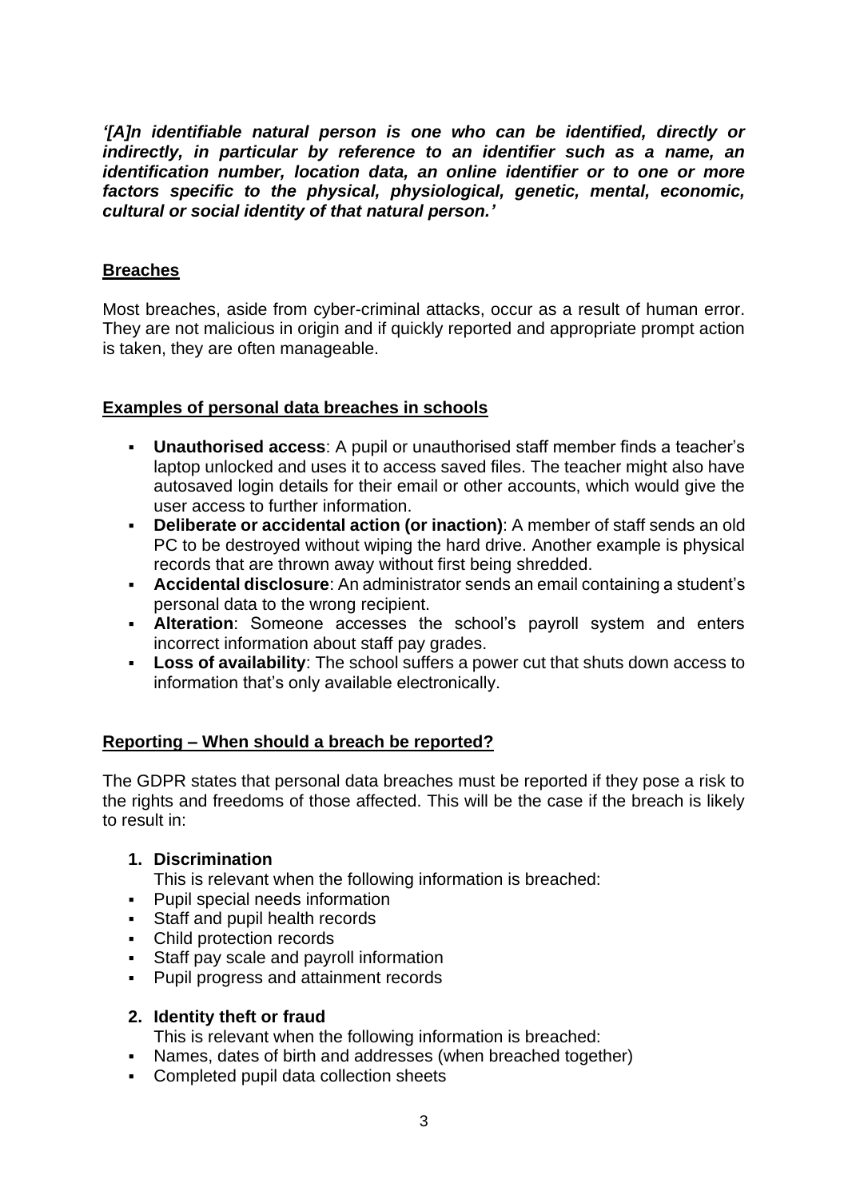***'[A]n identifiable natural person is one who can be identified, directly or indirectly, in particular by reference to an identifier such as a name, an identification number, location data, an online identifier or to one or more factors specific to the physical, physiological, genetic, mental, economic, cultural or social identity of that natural person.'***

## Breaches

Most breaches, aside from cyber-criminal attacks, occur as a result of human error. They are not malicious in origin and if quickly reported and appropriate prompt action is taken, they are often manageable.

## Examples of personal data breaches in schools

- **Unauthorised access**: A pupil or unauthorised staff member finds a teacher's laptop unlocked and uses it to access saved files. The teacher might also have autosaved login details for their email or other accounts, which would give the user access to further information.
- **Deliberate or accidental action (or inaction)**: A member of staff sends an old PC to be destroyed without wiping the hard drive. Another example is physical records that are thrown away without first being shredded.
- **Accidental disclosure**: An administrator sends an email containing a student's personal data to the wrong recipient.
- **Alteration**: Someone accesses the school's payroll system and enters incorrect information about staff pay grades.
- **Loss of availability**: The school suffers a power cut that shuts down access to information that's only available electronically.

## Reporting – When should a breach be reported?

The GDPR states that personal data breaches must be reported if they pose a risk to the rights and freedoms of those affected. This will be the case if the breach is likely to result in:

1. **Discrimination**

   This is relevant when the following information is breached:
   - Pupil special needs information
   - Staff and pupil health records
   - Child protection records
   - Staff pay scale and payroll information
   - Pupil progress and attainment records

2. **Identity theft or fraud**

   This is relevant when the following information is breached:
   - Names, dates of birth and addresses (when breached together)
   - Completed pupil data collection sheets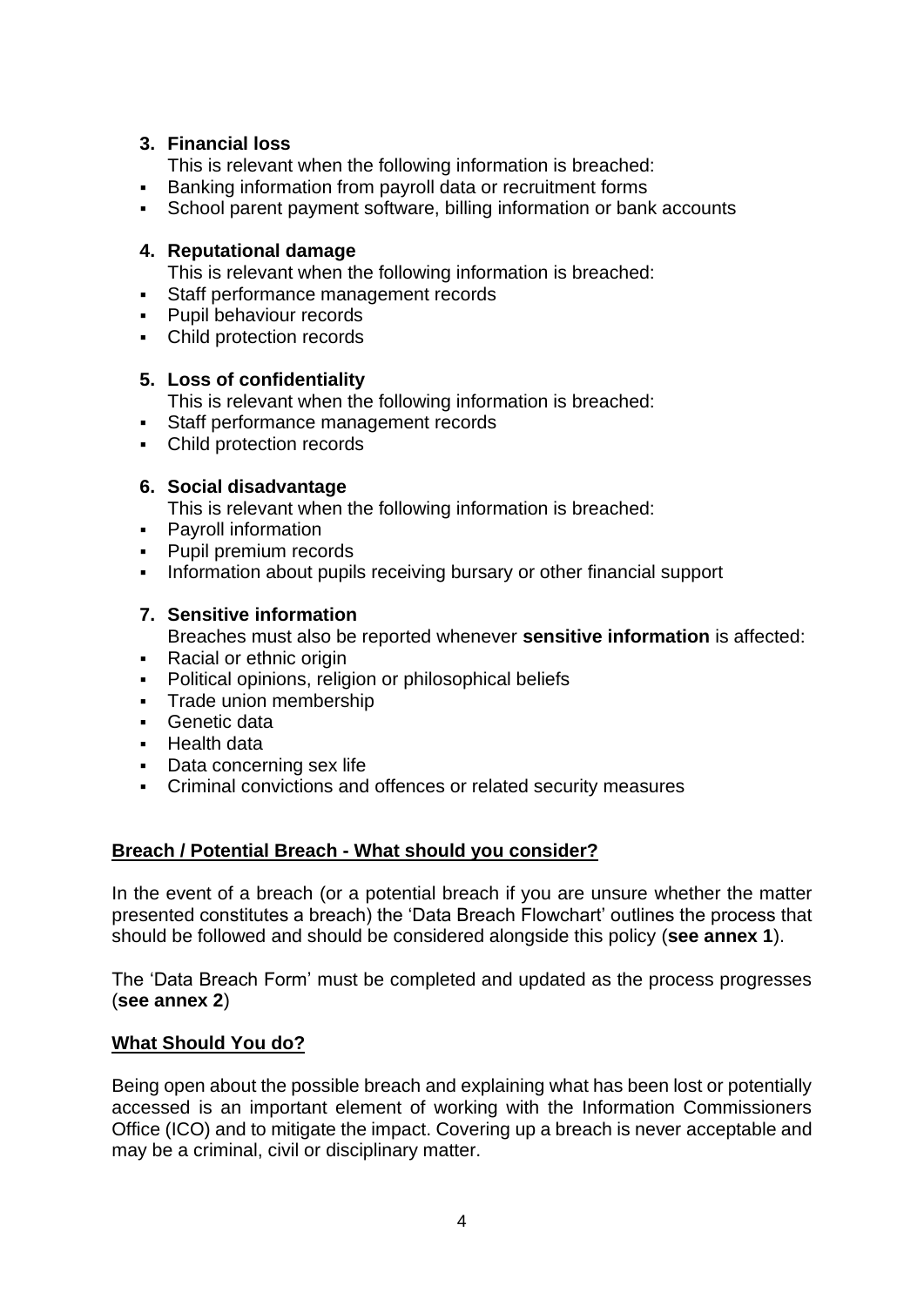3. **Financial loss**

   This is relevant when the following information is breached:

- Banking information from payroll data or recruitment forms
- School parent payment software, billing information or bank accounts

4. **Reputational damage**

   This is relevant when the following information is breached:

- Staff performance management records
- Pupil behaviour records
- Child protection records

5. **Loss of confidentiality**

   This is relevant when the following information is breached:

- Staff performance management records
- Child protection records

6. **Social disadvantage**

   This is relevant when the following information is breached:

- Payroll information
- Pupil premium records
- Information about pupils receiving bursary or other financial support

7. **Sensitive information**

   Breaches must also be reported whenever **sensitive information** is affected:

- Racial or ethnic origin
- Political opinions, religion or philosophical beliefs
- Trade union membership
- Genetic data
- Health data
- Data concerning sex life
- Criminal convictions and offences or related security measures

## Breach / Potential Breach - What should you consider?

In the event of a breach (or a potential breach if you are unsure whether the matter presented constitutes a breach) the 'Data Breach Flowchart' outlines the process that should be followed and should be considered alongside this policy (**see annex 1**).

The 'Data Breach Form' must be completed and updated as the process progresses (**see annex 2**)

## What Should You do?

Being open about the possible breach and explaining what has been lost or potentially accessed is an important element of working with the Information Commissioners Office (ICO) and to mitigate the impact. Covering up a breach is never acceptable and may be a criminal, civil or disciplinary matter.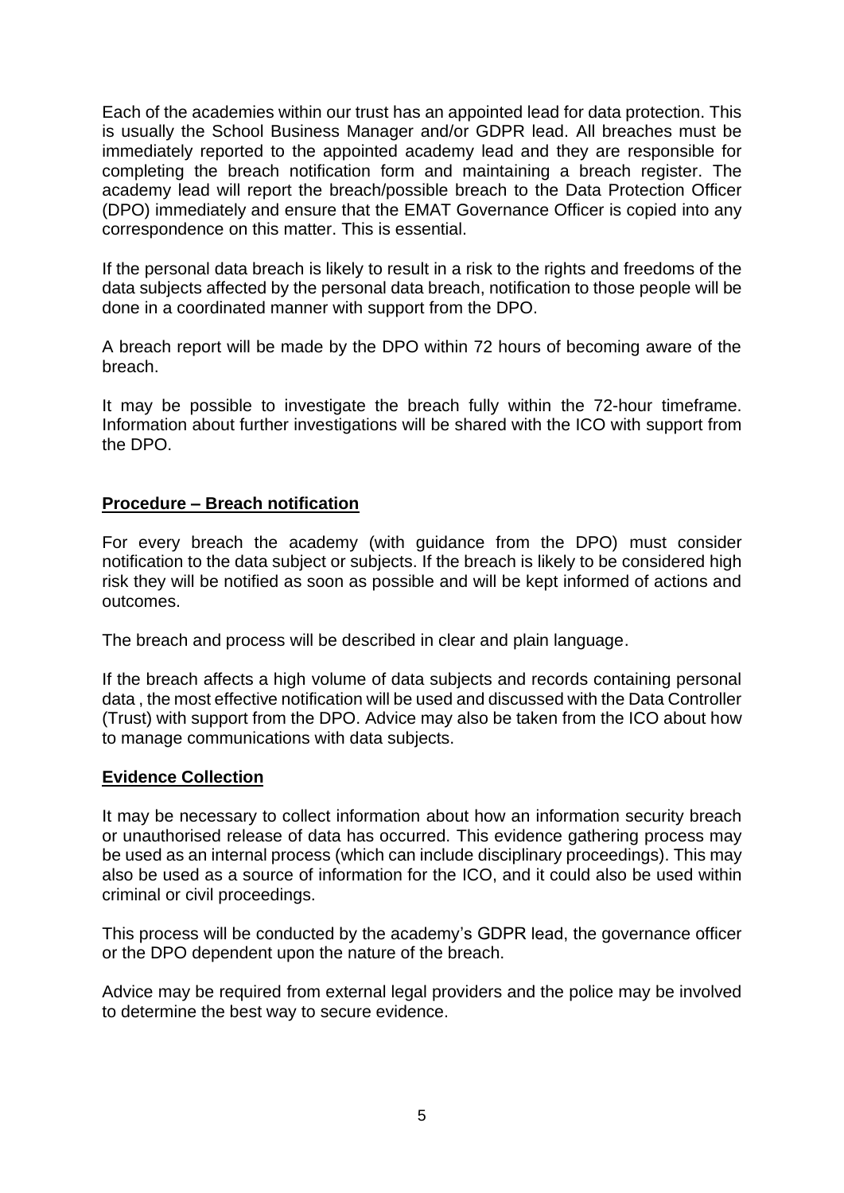Each of the academies within our trust has an appointed lead for data protection. This is usually the School Business Manager and/or GDPR lead. All breaches must be immediately reported to the appointed academy lead and they are responsible for completing the breach notification form and maintaining a breach register. The academy lead will report the breach/possible breach to the Data Protection Officer (DPO) immediately and ensure that the EMAT Governance Officer is copied into any correspondence on this matter. This is essential.

If the personal data breach is likely to result in a risk to the rights and freedoms of the data subjects affected by the personal data breach, notification to those people will be done in a coordinated manner with support from the DPO.

A breach report will be made by the DPO within 72 hours of becoming aware of the breach.

It may be possible to investigate the breach fully within the 72-hour timeframe. Information about further investigations will be shared with the ICO with support from the DPO.

## **Procedure – Breach notification**

For every breach the academy (with guidance from the DPO) must consider notification to the data subject or subjects. If the breach is likely to be considered high risk they will be notified as soon as possible and will be kept informed of actions and outcomes.

The breach and process will be described in clear and plain language.

If the breach affects a high volume of data subjects and records containing personal data , the most effective notification will be used and discussed with the Data Controller (Trust) with support from the DPO. Advice may also be taken from the ICO about how to manage communications with data subjects.

## **Evidence Collection**

It may be necessary to collect information about how an information security breach or unauthorised release of data has occurred. This evidence gathering process may be used as an internal process (which can include disciplinary proceedings). This may also be used as a source of information for the ICO, and it could also be used within criminal or civil proceedings.

This process will be conducted by the academy's GDPR lead, the governance officer or the DPO dependent upon the nature of the breach.

Advice may be required from external legal providers and the police may be involved to determine the best way to secure evidence.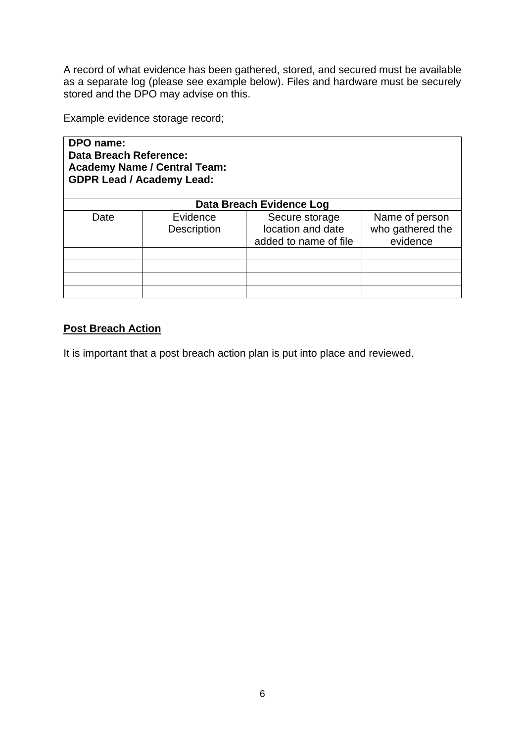A record of what evidence has been gathered, stored, and secured must be available as a separate log (please see example below). Files and hardware must be securely stored and the DPO may advise on this.

Example evidence storage record;

| **DPO name:**<br>**Data Breach Reference:**<br>**Academy Name / Central Team:**<br>**GDPR Lead / Academy Lead:** | | | |
|---|---|---|---|
| **Data Breach Evidence Log** | | | |
| Date | Evidence Description | Secure storage location and date added to name of file | Name of person who gathered the evidence |
| | | | |
| | | | |
| | | | |
| | | | |

**Post Breach Action**

It is important that a post breach action plan is put into place and reviewed.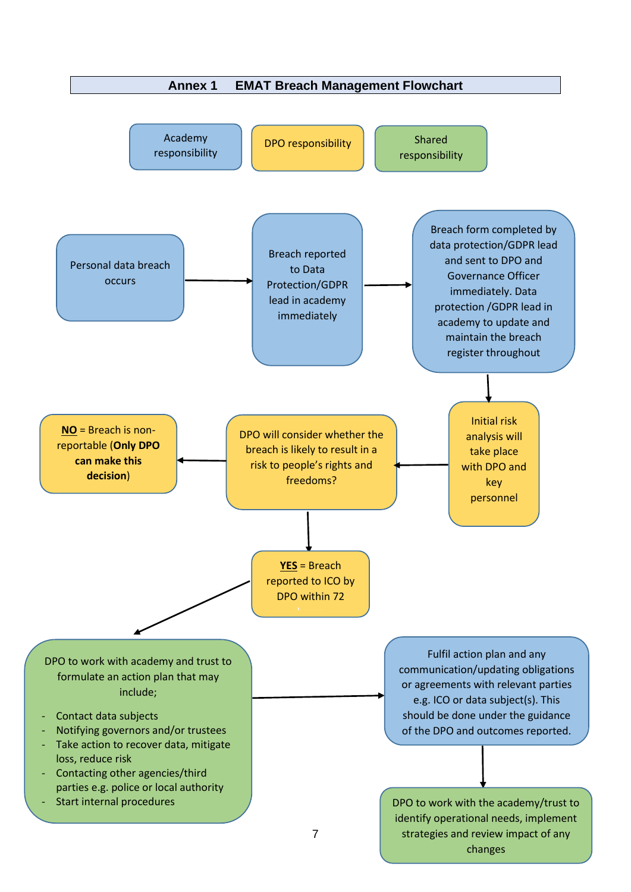## Annex 1 EMAT Breach Management Flowchart

Academy responsibility

DPO responsibility

Shared responsibility

Personal data breach occurs

Breach reported to Data Protection/GDPR lead in academy immediately

Breach form completed by data protection/GDPR lead and sent to DPO and Governance Officer immediately. Data protection /GDPR lead in academy to update and maintain the breach register throughout

Initial risk analysis will take place with DPO and key personnel

DPO will consider whether the breach is likely to result in a risk to people's rights and freedoms?

**NO** = Breach is non-reportable (**Only DPO can make this decision**)

**YES** = Breach reported to ICO by DPO within 72

DPO to work with academy and trust to formulate an action plan that may include;

- Contact data subjects
- Notifying governors and/or trustees
- Take action to recover data, mitigate loss, reduce risk
- Contacting other agencies/third parties e.g. police or local authority
- Start internal procedures

Fulfil action plan and any communication/updating obligations or agreements with relevant parties e.g. ICO or data subject(s). This should be done under the guidance of the DPO and outcomes reported.

DPO to work with the academy/trust to identify operational needs, implement strategies and review impact of any changes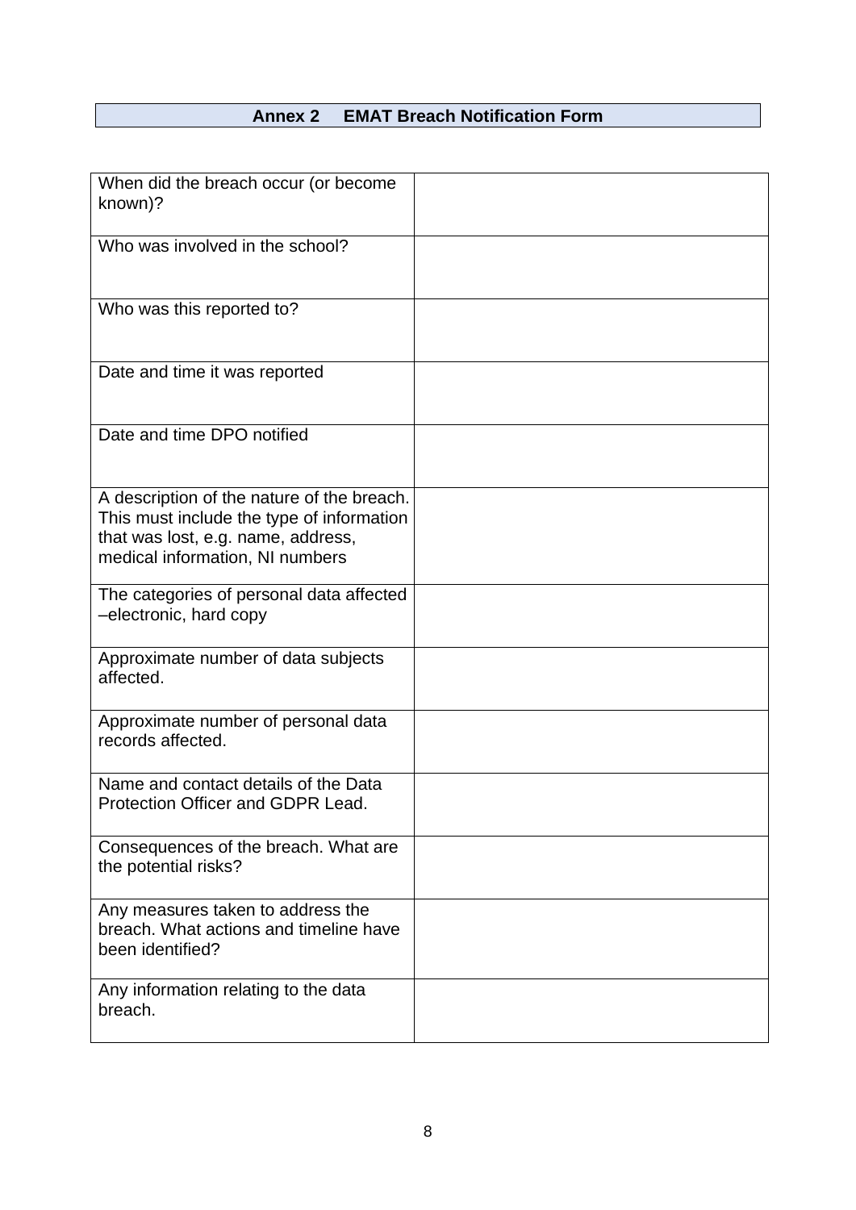## Annex 2 EMAT Breach Notification Form

| | |
|---|---|
| When did the breach occur (or become known)? | |
| Who was involved in the school? | |
| Who was this reported to? | |
| Date and time it was reported | |
| Date and time DPO notified | |
| A description of the nature of the breach. This must include the type of information that was lost, e.g. name, address, medical information, NI numbers | |
| The categories of personal data affected –electronic, hard copy | |
| Approximate number of data subjects affected. | |
| Approximate number of personal data records affected. | |
| Name and contact details of the Data Protection Officer and GDPR Lead. | |
| Consequences of the breach. What are the potential risks? | |
| Any measures taken to address the breach. What actions and timeline have been identified? | |
| Any information relating to the data breach. | |